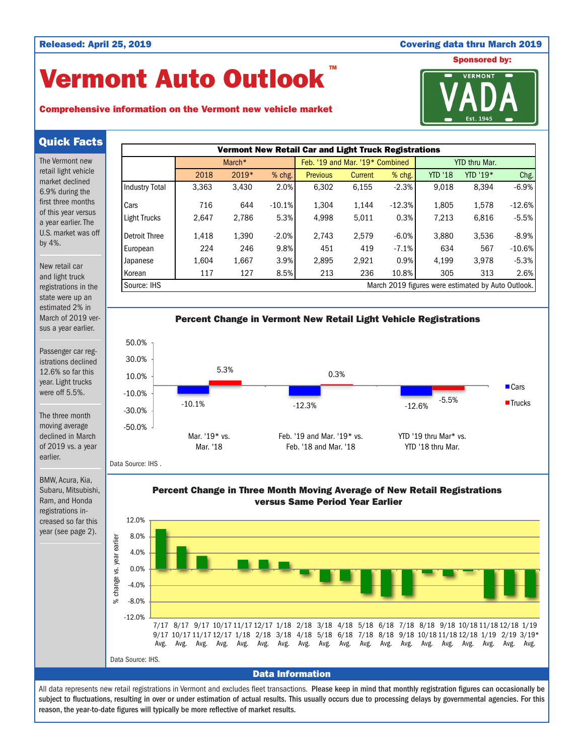Released: April 25, 2019

Covering data thru March 2019

# Vermont Auto Outlook™

**Comprehensive information on the Vermont new vehicle market**

Sponsored by:

VERMONT VADA Est. 1945

## Quick Facts

The Vermont new retail light vehicle market declined 6.9% during the first three months of this year versus a year earlier. The U.S. market was off by 4%.

New retail car and light truck registrations in the state were up an estimated 2% in March of 2019 versus a year earlier.

Passenger car registrations declined 12.6% so far this year. Light trucks were off 5.5%.

The three month moving average declined in March of 2019 vs. a year earlier.

BMW, Acura, Kia, Subaru, Mitsubishi, Ram, and Honda registrations increased so far this year (see page 2).

**Vermont New Retail Car and Light Truck Registrations**

| | March* | | | Feb. '19 and Mar. '19* Combined | | | YTD thru Mar. | | |
|---|---|---|---|---|---|---|---|---|---|
| | 2018 | 2019* | % chg. | Previous | Current | % chg. | YTD '18 | YTD '19* | Chg. |
| Industry Total | 3,363 | 3,430 | 2.0% | 6,302 | 6,155 | -2.3% | 9,018 | 8,394 | -6.9% |
| Cars | 716 | 644 | -10.1% | 1,304 | 1,144 | -12.3% | 1,805 | 1,578 | -12.6% |
| Light Trucks | 2,647 | 2,786 | 5.3% | 4,998 | 5,011 | 0.3% | 7,213 | 6,816 | -5.5% |
| Detroit Three | 1,418 | 1,390 | -2.0% | 2,743 | 2,579 | -6.0% | 3,880 | 3,536 | -8.9% |
| European | 224 | 246 | 9.8% | 451 | 419 | -7.1% | 634 | 567 | -10.6% |
| Japanese | 1,604 | 1,667 | 3.9% | 2,895 | 2,921 | 0.9% | 4,199 | 3,978 | -5.3% |
| Korean | 117 | 127 | 8.5% | 213 | 236 | 10.8% | 305 | 313 | 2.6% |

Source: IHS — March 2019 figures were estimated by Auto Outlook.

**Percent Change in Vermont New Retail Light Vehicle Registrations**

50.0%
30.0%
10.0%
-10.0%
-30.0%
-50.0%

Cars
Trucks

Mar. '19* vs. Mar. '18: -10.1%, 5.3%
Feb. '19 and Mar. '19* vs. Feb. '18 and Mar. '18: -12.3%, 0.3%
YTD '19 thru Mar* vs. YTD '18 thru Mar.: -12.6%, -5.5%

Data Source: IHS .

**Percent Change in Three Month Moving Average of New Retail Registrations versus Same Period Year Earlier**

% change vs. year earlier

12.0%
8.0%
4.0%
0.0%
-4.0%
-8.0%
-12.0%

7/17 9/17 Avg., 8/17 10/17 Avg., 9/17 11/17 Avg., 10/17 12/17 Avg., 11/17 1/18 Avg., 12/17 2/18 Avg., 1/18 3/18 Avg., 2/18 4/18 Avg., 3/18 5/18 Avg., 4/18 6/18 Avg., 5/18 7/18 Avg., 6/18 8/18 Avg., 7/18 9/18 Avg., 8/18 10/18 Avg., 9/18 11/18 Avg., 10/18 12/18 Avg., 11/18 1/19 Avg., 12/18 2/19 Avg., 1/19 3/19* Avg.

Data Source: IHS.

## Data Information

All data represents new retail registrations in Vermont and excludes fleet transactions. **Please keep in mind that monthly registration figures can occasionally be subject to fluctuations, resulting in over or under estimation of actual results. This usually occurs due to processing delays by governmental agencies. For this reason, the year-to-date figures will typically be more reflective of market results.**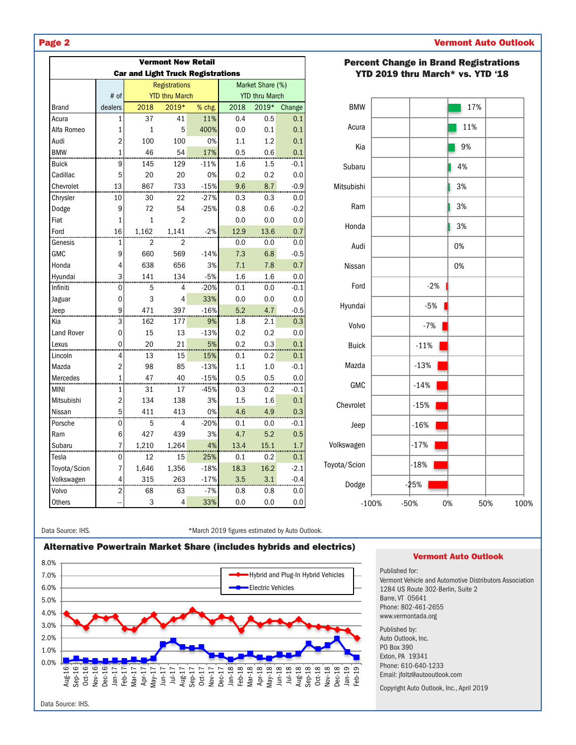## Vermont New Retail Car and Light Truck Registrations

| Brand | # of dealers | Registrations YTD thru March | | | Market Share (%) YTD thru March | | |
|---|---|---|---|---|---|---|---|
| | | 2018 | 2019* | % chg. | 2018 | 2019* | Change |
| Acura | 1 | 37 | 41 | 11% | 0.4 | 0.5 | 0.1 |
| Alfa Romeo | 1 | 1 | 5 | 400% | 0.0 | 0.1 | 0.1 |
| Audi | 2 | 100 | 100 | 0% | 1.1 | 1.2 | 0.1 |
| BMW | 1 | 46 | 54 | 17% | 0.5 | 0.6 | 0.1 |
| Buick | 9 | 145 | 129 | -11% | 1.6 | 1.5 | -0.1 |
| Cadillac | 5 | 20 | 20 | 0% | 0.2 | 0.2 | 0.0 |
| Chevrolet | 13 | 867 | 733 | -15% | 9.6 | 8.7 | -0.9 |
| Chrysler | 10 | 30 | 22 | -27% | 0.3 | 0.3 | 0.0 |
| Dodge | 9 | 72 | 54 | -25% | 0.8 | 0.6 | -0.2 |
| Fiat | 1 | 1 | 2 | | 0.0 | 0.0 | 0.0 |
| Ford | 16 | 1,162 | 1,141 | -2% | 12.9 | 13.6 | 0.7 |
| Genesis | 1 | 2 | 2 | | 0.0 | 0.0 | 0.0 |
| GMC | 9 | 660 | 569 | -14% | 7.3 | 6.8 | -0.5 |
| Honda | 4 | 638 | 656 | 3% | 7.1 | 7.8 | 0.7 |
| Hyundai | 3 | 141 | 134 | -5% | 1.6 | 1.6 | 0.0 |
| Infiniti | 0 | 5 | 4 | -20% | 0.1 | 0.0 | -0.1 |
| Jaguar | 0 | 3 | 4 | 33% | 0.0 | 0.0 | 0.0 |
| Jeep | 9 | 471 | 397 | -16% | 5.2 | 4.7 | -0.5 |
| Kia | 3 | 162 | 177 | 9% | 1.8 | 2.1 | 0.3 |
| Land Rover | 0 | 15 | 13 | -13% | 0.2 | 0.2 | 0.0 |
| Lexus | 0 | 20 | 21 | 5% | 0.2 | 0.3 | 0.1 |
| Lincoln | 4 | 13 | 15 | 15% | 0.1 | 0.2 | 0.1 |
| Mazda | 2 | 98 | 85 | -13% | 1.1 | 1.0 | -0.1 |
| Mercedes | 1 | 47 | 40 | -15% | 0.5 | 0.5 | 0.0 |
| MINI | 1 | 31 | 17 | -45% | 0.3 | 0.2 | -0.1 |
| Mitsubishi | 2 | 134 | 138 | 3% | 1.5 | 1.6 | 0.1 |
| Nissan | 5 | 411 | 413 | 0% | 4.6 | 4.9 | 0.3 |
| Porsche | 0 | 5 | 4 | -20% | 0.1 | 0.0 | -0.1 |
| Ram | 6 | 427 | 439 | 3% | 4.7 | 5.2 | 0.5 |
| Subaru | 7 | 1,210 | 1,264 | 4% | 13.4 | 15.1 | 1.7 |
| Tesla | 0 | 12 | 15 | 25% | 0.1 | 0.2 | 0.1 |
| Toyota/Scion | 7 | 1,646 | 1,356 | -18% | 18.3 | 16.2 | -2.1 |
| Volkswagen | 4 | 315 | 263 | -17% | 3.5 | 3.1 | -0.4 |
| Volvo | 2 | 68 | 63 | -7% | 0.8 | 0.8 | 0.0 |
| Others | -- | 3 | 4 | 33% | 0.0 | 0.0 | 0.0 |

Data Source: IHS.

*March 2019 figures estimated by Auto Outlook.

## Percent Change in Brand Registrations YTD 2019 thru March* vs. YTD '18

BMW 17%
Acura 11%
Kia 9%
Subaru 4%
Mitsubishi 3%
Ram 3%
Honda 3%
Audi 0%
Nissan 0%
Ford -2%
Hyundai -5%
Volvo -7%
Buick -11%
Mazda -13%
GMC -14%
Chevrolet -15%
Jeep -16%
Volkswagen -17%
Toyota/Scion -18%
Dodge -25%

-100% -50% 0% 50% 100%

## Alternative Powertrain Market Share (includes hybrids and electrics)

Hybrid and Plug-In Hybrid Vehicles
Electric Vehicles

8.0% 7.0% 6.0% 5.0% 4.0% 3.0% 2.0% 1.0% 0.0%

Aug-16 Sep-16 Oct-16 Nov-16 Dec-16 Jan-17 Feb-17 Mar-17 Apr-17 May-17 Jun-17 Jul-17 Aug-17 Sep-17 Oct-17 Nov-17 Dec-17 Jan-18 Feb-18 Mar-18 Apr-18 May-18 Jun-18 Jul-18 Aug-18 Sep-18 Oct-18 Nov-18 Dec-18 Jan-19 Feb-19

Data Source: IHS.

### Vermont Auto Outlook

Published for:
Vermont Vehicle and Automotive Distributors Association
1284 US Route 302-Berlin, Suite 2
Barre, VT 05641
Phone: 802-461-2655
www.vermontada.org

Published by:
Auto Outlook, Inc.
PO Box 390
Exton, PA 19341
Phone: 610-640-1233
Email: jfoltz@autooutlook.com

Copyright Auto Outlook, Inc., April 2019